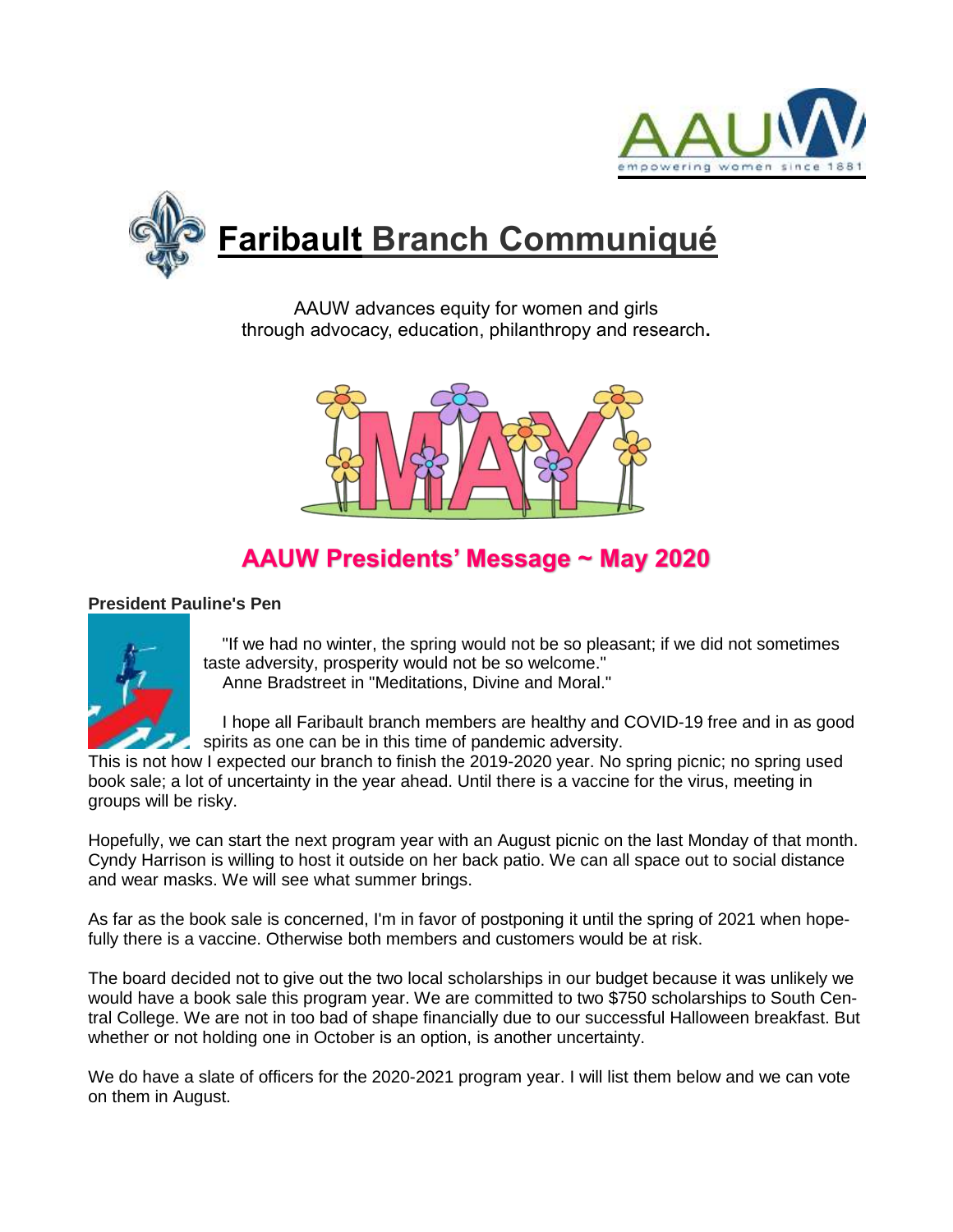# Faribault Branch Communiqué

AAUW advances equity for women and girls through advocacy, education, philanthropy and research.

## AAUW Presidents' Message ~ May 2020

**President Pauline's Pen**

"If we had no winter, the spring would not be so pleasant; if we did not sometimes taste adversity, prosperity would not be so welcome."
Anne Bradstreet in "Meditations, Divine and Moral."

I hope all Faribault branch members are healthy and COVID-19 free and in as good spirits as one can be in this time of pandemic adversity. This is not how I expected our branch to finish the 2019-2020 year. No spring picnic; no spring used book sale; a lot of uncertainty in the year ahead. Until there is a vaccine for the virus, meeting in groups will be risky.

Hopefully, we can start the next program year with an August picnic on the last Monday of that month. Cyndy Harrison is willing to host it outside on her back patio. We can all space out to social distance and wear masks. We will see what summer brings.

As far as the book sale is concerned, I'm in favor of postponing it until the spring of 2021 when hopefully there is a vaccine. Otherwise both members and customers would be at risk.

The board decided not to give out the two local scholarships in our budget because it was unlikely we would have a book sale this program year. We are committed to two $750 scholarships to South Central College. We are not in too bad of shape financially due to our successful Halloween breakfast. But whether or not holding one in October is an option, is another uncertainty.

We do have a slate of officers for the 2020-2021 program year. I will list them below and we can vote on them in August.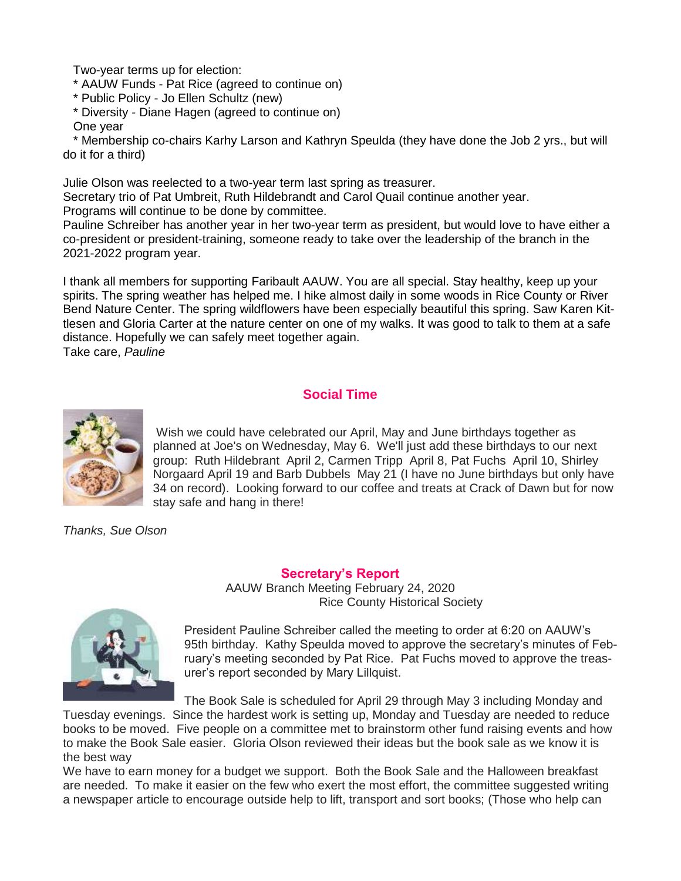Two-year terms up for election:

* AAUW Funds - Pat Rice (agreed to continue on)
* Public Policy - Jo Ellen Schultz (new)
* Diversity - Diane Hagen (agreed to continue on)

One year

* Membership co-chairs Karhy Larson and Kathryn Speulda (they have done the Job 2 yrs., but will do it for a third)

Julie Olson was reelected to a two-year term last spring as treasurer.
Secretary trio of Pat Umbreit, Ruth Hildebrandt and Carol Quail continue another year.
Programs will continue to be done by committee.
Pauline Schreiber has another year in her two-year term as president, but would love to have either a co-president or president-training, someone ready to take over the leadership of the branch in the 2021-2022 program year.

I thank all members for supporting Faribault AAUW. You are all special. Stay healthy, keep up your spirits. The spring weather has helped me. I hike almost daily in some woods in Rice County or River Bend Nature Center. The spring wildflowers have been especially beautiful this spring. Saw Karen Kittlesen and Gloria Carter at the nature center on one of my walks. It was good to talk to them at a safe distance. Hopefully we can safely meet together again.
Take care, *Pauline*

## Social Time

Wish we could have celebrated our April, May and June birthdays together as planned at Joe's on Wednesday, May 6. We'll just add these birthdays to our next group: Ruth Hildebrant April 2, Carmen Tripp April 8, Pat Fuchs April 10, Shirley Norgaard April 19 and Barb Dubbels May 21 (I have no June birthdays but only have 34 on record). Looking forward to our coffee and treats at Crack of Dawn but for now stay safe and hang in there!

*Thanks, Sue Olson*

## Secretary's Report

AAUW Branch Meeting February 24, 2020
Rice County Historical Society

President Pauline Schreiber called the meeting to order at 6:20 on AAUW's 95th birthday. Kathy Speulda moved to approve the secretary's minutes of February's meeting seconded by Pat Rice. Pat Fuchs moved to approve the treasurer's report seconded by Mary Lillquist.

The Book Sale is scheduled for April 29 through May 3 including Monday and Tuesday evenings. Since the hardest work is setting up, Monday and Tuesday are needed to reduce books to be moved. Five people on a committee met to brainstorm other fund raising events and how to make the Book Sale easier. Gloria Olson reviewed their ideas but the book sale as we know it is the best way
We have to earn money for a budget we support. Both the Book Sale and the Halloween breakfast are needed. To make it easier on the few who exert the most effort, the committee suggested writing a newspaper article to encourage outside help to lift, transport and sort books; (Those who help can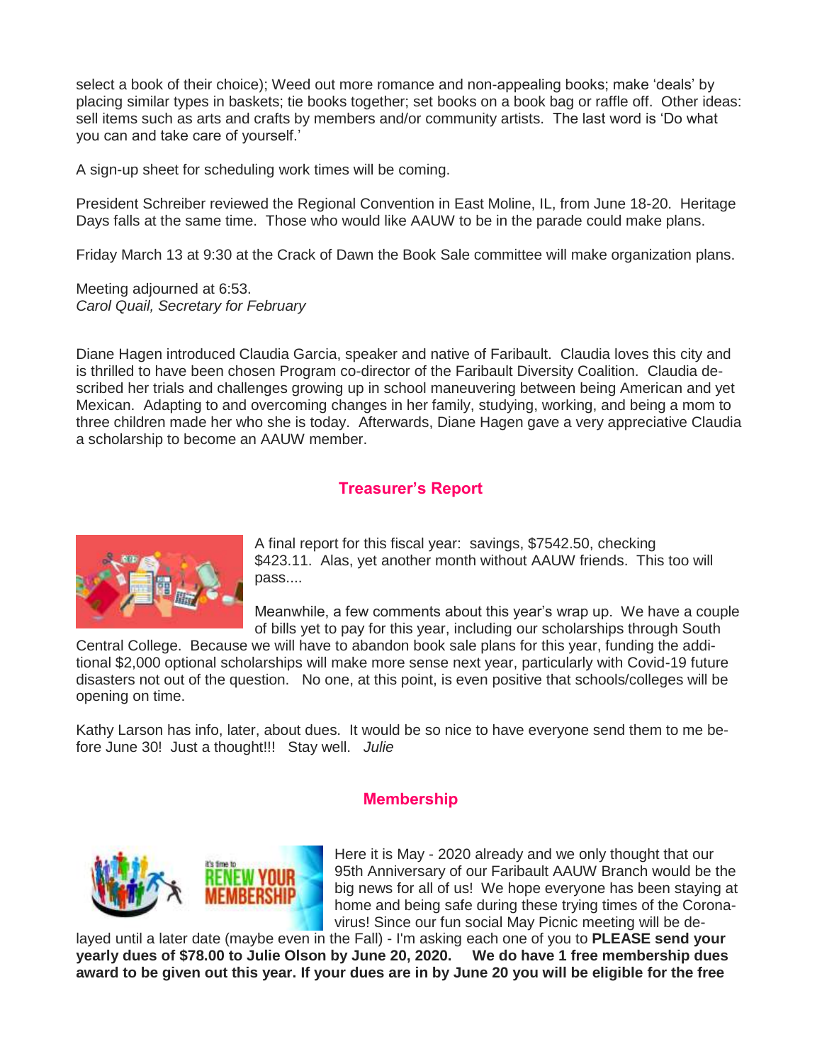select a book of their choice); Weed out more romance and non-appealing books; make 'deals' by placing similar types in baskets; tie books together; set books on a book bag or raffle off. Other ideas: sell items such as arts and crafts by members and/or community artists. The last word is 'Do what you can and take care of yourself.'

A sign-up sheet for scheduling work times will be coming.

President Schreiber reviewed the Regional Convention in East Moline, IL, from June 18-20. Heritage Days falls at the same time. Those who would like AAUW to be in the parade could make plans.

Friday March 13 at 9:30 at the Crack of Dawn the Book Sale committee will make organization plans.

Meeting adjourned at 6:53.
*Carol Quail, Secretary for February*

Diane Hagen introduced Claudia Garcia, speaker and native of Faribault. Claudia loves this city and is thrilled to have been chosen Program co-director of the Faribault Diversity Coalition. Claudia described her trials and challenges growing up in school maneuvering between being American and yet Mexican. Adapting to and overcoming changes in her family, studying, working, and being a mom to three children made her who she is today. Afterwards, Diane Hagen gave a very appreciative Claudia a scholarship to become an AAUW member.

## Treasurer's Report

A final report for this fiscal year: savings, $7542.50, checking $423.11. Alas, yet another month without AAUW friends. This too will pass....

Meanwhile, a few comments about this year's wrap up. We have a couple of bills yet to pay for this year, including our scholarships through South Central College. Because we will have to abandon book sale plans for this year, funding the additional $2,000 optional scholarships will make more sense next year, particularly with Covid-19 future disasters not out of the question. No one, at this point, is even positive that schools/colleges will be opening on time.

Kathy Larson has info, later, about dues. It would be so nice to have everyone send them to me before June 30! Just a thought!!! Stay well. *Julie*

## Membership

Here it is May - 2020 already and we only thought that our 95th Anniversary of our Faribault AAUW Branch would be the big news for all of us! We hope everyone has been staying at home and being safe during these trying times of the Coronavirus! Since our fun social May Picnic meeting will be delayed until a later date (maybe even in the Fall) - I'm asking each one of you to **PLEASE send your yearly dues of $78.00 to Julie Olson by June 20, 2020.** **We do have 1 free membership dues award to be given out this year. If your dues are in by June 20 you will be eligible for the free**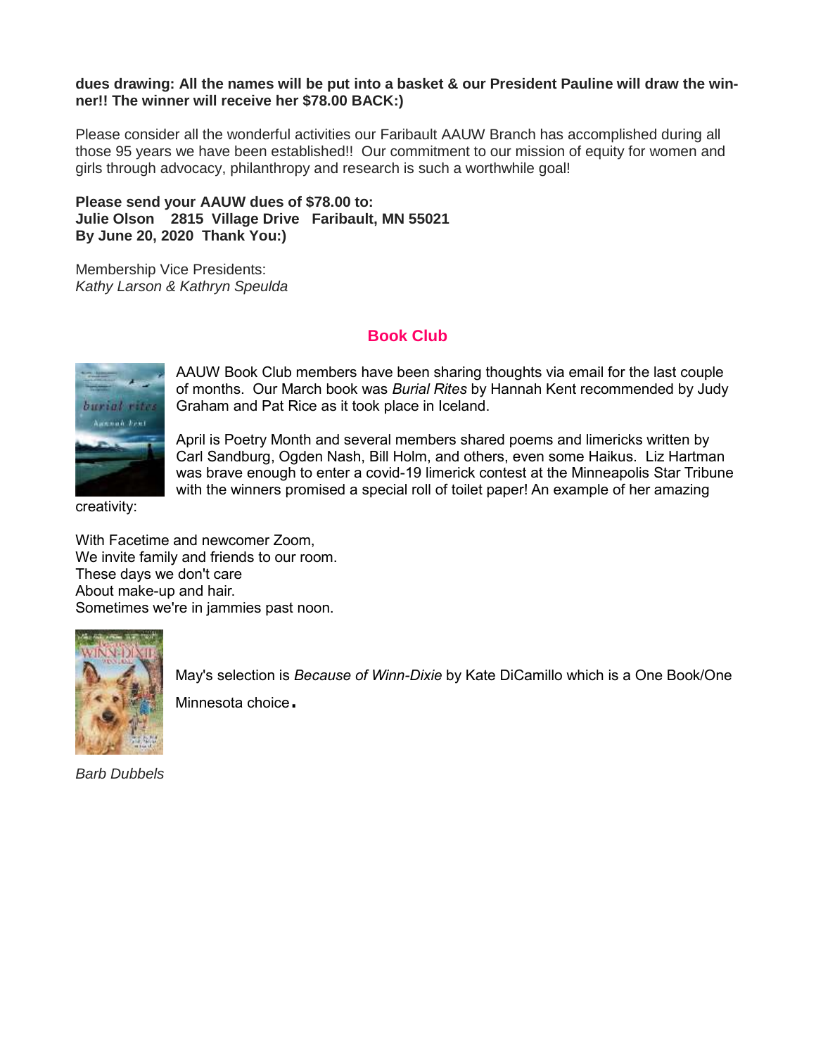**dues drawing: All the names will be put into a basket & our President Pauline will draw the winner!! The winner will receive her $78.00 BACK:)**

Please consider all the wonderful activities our Faribault AAUW Branch has accomplished during all those 95 years we have been established!! Our commitment to our mission of equity for women and girls through advocacy, philanthropy and research is such a worthwhile goal!

**Please send your AAUW dues of $78.00 to:**
**Julie Olson 2815 Village Drive Faribault, MN 55021**
**By June 20, 2020 Thank You:)**

Membership Vice Presidents:
*Kathy Larson & Kathryn Speulda*

## Book Club

AAUW Book Club members have been sharing thoughts via email for the last couple of months. Our March book was *Burial Rites* by Hannah Kent recommended by Judy Graham and Pat Rice as it took place in Iceland.

April is Poetry Month and several members shared poems and limericks written by Carl Sandburg, Ogden Nash, Bill Holm, and others, even some Haikus. Liz Hartman was brave enough to enter a covid-19 limerick contest at the Minneapolis Star Tribune with the winners promised a special roll of toilet paper! An example of her amazing creativity:

With Facetime and newcomer Zoom,
We invite family and friends to our room.
These days we don't care
About make-up and hair.
Sometimes we're in jammies past noon.

May's selection is *Because of Winn-Dixie* by Kate DiCamillo which is a One Book/One Minnesota choice.

*Barb Dubbels*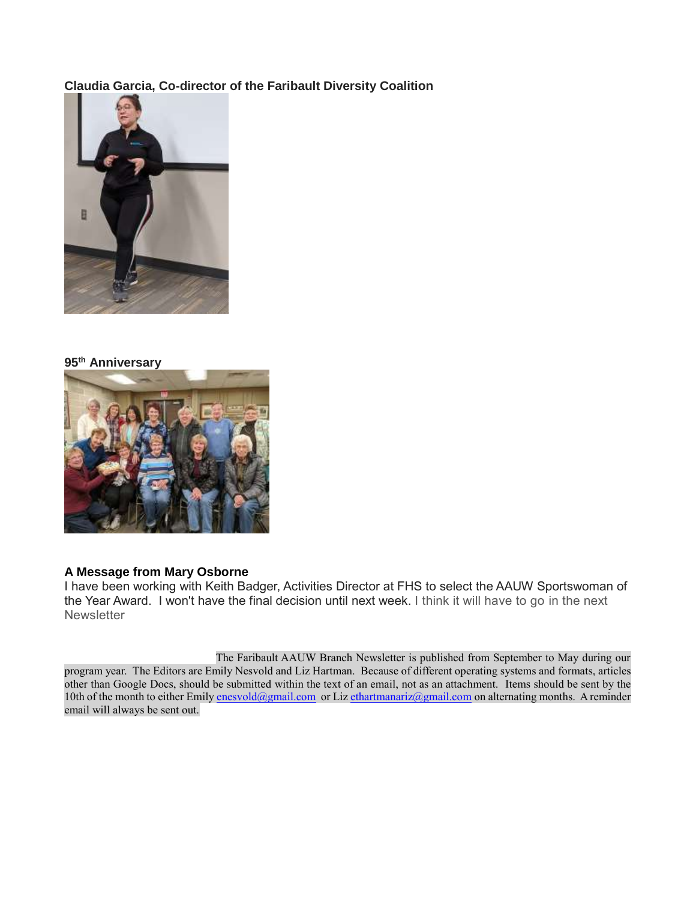**Claudia Garcia, Co-director of the Faribault Diversity Coalition**

**95th Anniversary**

**A Message from Mary Osborne**

I have been working with Keith Badger, Activities Director at FHS to select the AAUW Sportswoman of the Year Award. I won't have the final decision until next week. I think it will have to go in the next Newsletter

The Faribault AAUW Branch Newsletter is published from September to May during our program year. The Editors are Emily Nesvold and Liz Hartman. Because of different operating systems and formats, articles other than Google Docs, should be submitted within the text of an email, not as an attachment. Items should be sent by the 10th of the month to either Emily enesvold@gmail.com or Liz ethartmanariz@gmail.com on alternating months. A reminder email will always be sent out.